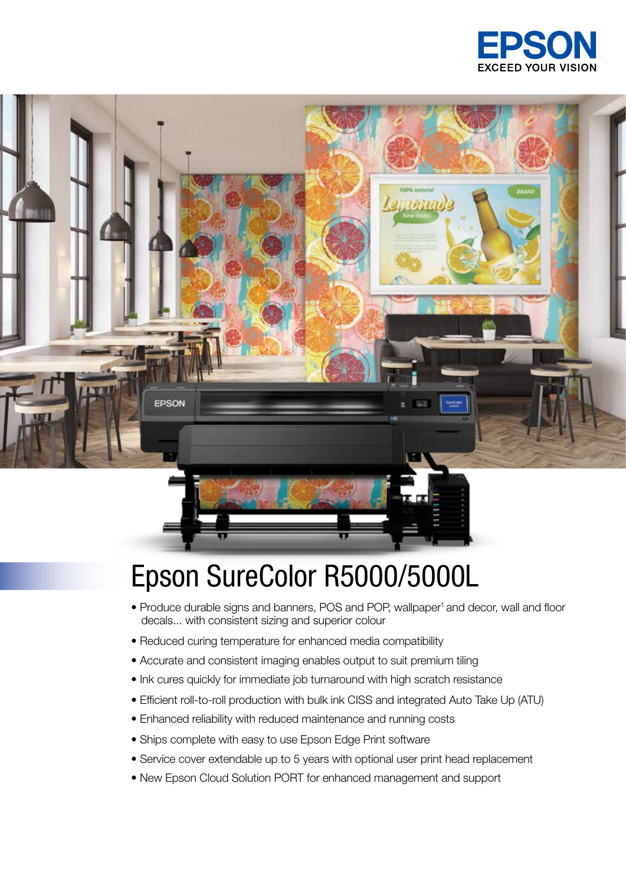EPSON
EXCEED YOUR VISION

# Epson SureColor R5000/5000L

- Produce durable signs and banners, POS and POP, wallpaper[1] and decor, wall and floor decals... with consistent sizing and superior colour
- Reduced curing temperature for enhanced media compatibility
- Accurate and consistent imaging enables output to suit premium tiling
- Ink cures quickly for immediate job turnaround with high scratch resistance
- Efficient roll-to-roll production with bulk ink CISS and integrated Auto Take Up (ATU)
- Enhanced reliability with reduced maintenance and running costs
- Ships complete with easy to use Epson Edge Print software
- Service cover extendable up to 5 years with optional user print head replacement
- New Epson Cloud Solution PORT for enhanced management and support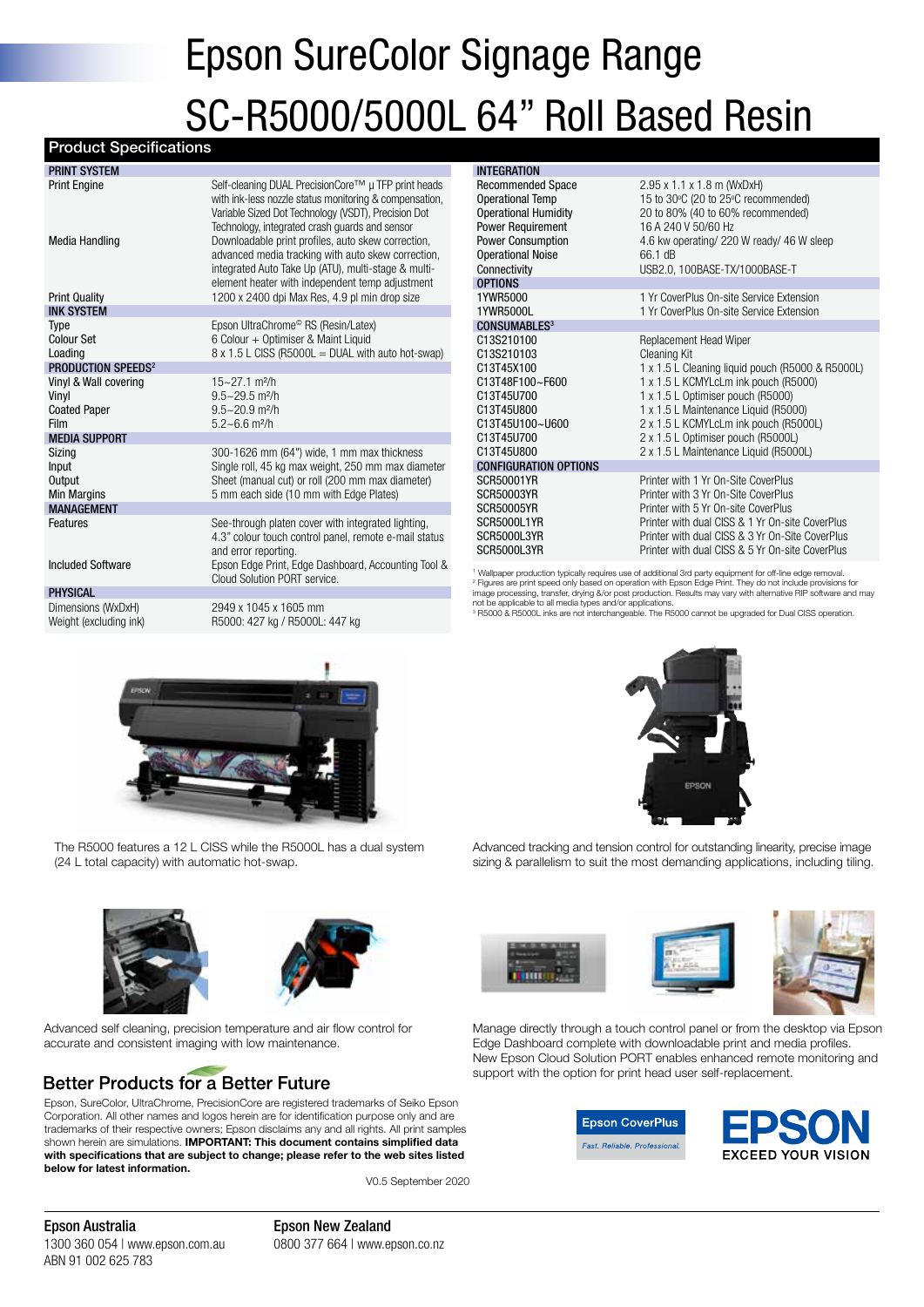# Epson SureColor Signage Range

# SC-R5000/5000L 64" Roll Based Resin

## Product Specifications

| | |
|---|---|
| **PRINT SYSTEM** | |
| Print Engine | Self-cleaning DUAL PrecisionCore™ µ TFP print heads with ink-less nozzle status monitoring & compensation, Variable Sized Dot Technology (VSDT), Precision Dot Technology, integrated crash guards and sensor |
| Media Handling | Downloadable print profiles, auto skew correction, advanced media tracking with auto skew correction, integrated Auto Take Up (ATU), multi-stage & multi-element heater with independent temp adjustment |
| Print Quality | 1200 x 2400 dpi Max Res, 4.9 pl min drop size |
| **INK SYSTEM** | |
| Type | Epson UltraChrome© RS (Resin/Latex) |
| Colour Set | 6 Colour + Optimiser & Maint Liquid |
| Loading | 8 x 1.5 L CISS (R5000L = DUAL with auto hot-swap) |
| **PRODUCTION SPEEDS[2]** | |
| Vinyl & Wall covering | 15~27.1 m²/h |
| Vinyl | 9.5~29.5 m²/h |
| Coated Paper | 9.5~20.9 m²/h |
| Film | 5.2~6.6 m²/h |
| **MEDIA SUPPORT** | |
| Sizing | 300-1626 mm (64") wide, 1 mm max thickness |
| Input | Single roll, 45 kg max weight, 250 mm max diameter |
| Output | Sheet (manual cut) or roll (200 mm max diameter) |
| Min Margins | 5 mm each side (10 mm with Edge Plates) |
| **MANAGEMENT** | |
| Features | See-through platen cover with integrated lighting, 4.3" colour touch control panel, remote e-mail status and error reporting. |
| Included Software | Epson Edge Print, Edge Dashboard, Accounting Tool & Cloud Solution PORT service. |
| **PHYSICAL** | |
| Dimensions (WxDxH) | 2949 x 1045 x 1605 mm |
| Weight (excluding ink) | R5000: 427 kg / R5000L: 447 kg |

| | |
|---|---|
| **INTEGRATION** | |
| Recommended Space | 2.95 x 1.1 x 1.8 m (WxDxH) |
| Operational Temp | 15 to 30ºC (20 to 25ºC recommended) |
| Operational Humidity | 20 to 80% (40 to 60% recommended) |
| Power Requirement | 16 A 240 V 50/60 Hz |
| Power Consumption | 4.6 kw operating/ 220 W ready/ 46 W sleep |
| Operational Noise | 66.1 dB |
| Connectivity | USB2.0, 100BASE-TX/1000BASE-T |
| **OPTIONS** | |
| 1YWR5000 | 1 Yr CoverPlus On-site Service Extension |
| 1YWR5000L | 1 Yr CoverPlus On-site Service Extension |
| **CONSUMABLES[3]** | |
| C13S210100 | Replacement Head Wiper |
| C13S210103 | Cleaning Kit |
| C13T45X100 | 1 x 1.5 L Cleaning liquid pouch (R5000 & R5000L) |
| C13T48F100~F600 | 1 x 1.5 L KCMYLcLm ink pouch (R5000) |
| C13T45U700 | 1 x 1.5 L Optimiser pouch (R5000) |
| C13T45U800 | 1 x 1.5 L Maintenance Liquid (R5000) |
| C13T45U100~U600 | 2 x 1.5 L KCMYLcLm ink pouch (R5000L) |
| C13T45U700 | 2 x 1.5 L Optimiser pouch (R5000L) |
| C13T45U800 | 2 x 1.5 L Maintenance Liquid (R5000L) |
| **CONFIGURATION OPTIONS** | |
| SCR50001YR | Printer with 1 Yr On-Site CoverPlus |
| SCR50003YR | Printer with 3 Yr On-Site CoverPlus |
| SCR50005YR | Printer with 5 Yr On-site CoverPlus |
| SCR5000L1YR | Printer with dual CISS & 1 Yr On-site CoverPlus |
| SCR5000L3YR | Printer with dual CISS & 3 Yr On-Site CoverPlus |
| SCR5000L3YR | Printer with dual CISS & 5 Yr On-site CoverPlus |

[1] Wallpaper production typically requires use of additional 3rd party equipment for off-line edge removal.
[2] Figures are print speed only based on operation with Epson Edge Print. They do not include provisions for image processing, transfer, drying &/or post production. Results may vary with alternative RIP software and may not be applicable to all media types and/or applications.
[3] R5000 & R5000L inks are not interchangeable. The R5000 cannot be upgraded for Dual CISS operation.

The R5000 features a 12 L CISS while the R5000L has a dual system (24 L total capacity) with automatic hot-swap.

Advanced tracking and tension control for outstanding linearity, precise image sizing & parallelism to suit the most demanding applications, including tiling.

Advanced self cleaning, precision temperature and air flow control for accurate and consistent imaging with low maintenance.

Manage directly through a touch control panel or from the desktop via Epson Edge Dashboard complete with downloadable print and media profiles. New Epson Cloud Solution PORT enables enhanced remote monitoring and support with the option for print head user self-replacement.

## Better Products for a Better Future

Epson, SureColor, UltraChrome, PrecisionCore are registered trademarks of Seiko Epson Corporation. All other names and logos herein are for identification purpose only and are trademarks of their respective owners; Epson disclaims any and all rights. All print samples shown herein are simulations. **IMPORTANT: This document contains simplified data with specifications that are subject to change; please refer to the web sites listed below for latest information.**

V0.5 September 2020

Epson CoverPlus
Fast. Reliable. Professional.

EPSON
EXCEED YOUR VISION

**Epson Australia**
1300 360 054 | www.epson.com.au
ABN 91 002 625 783

**Epson New Zealand**
0800 377 664 | www.epson.co.nz